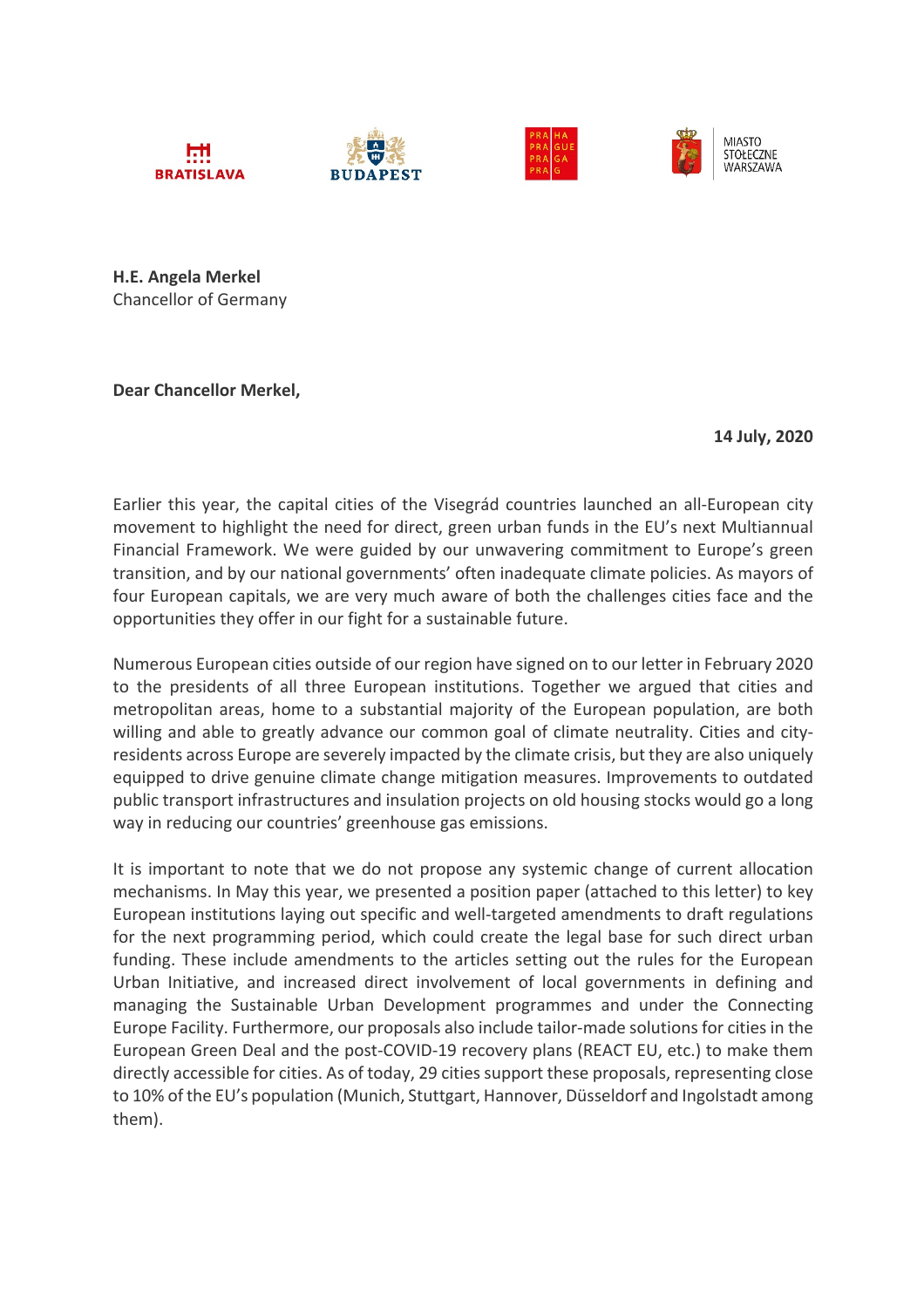BRATISLAVA    BUDAPEST    PRAHA PRAGUE PRAGA PRAG    MIASTO STOŁECZNE WARSZAWA

**H.E. Angela Merkel**
Chancellor of Germany

**Dear Chancellor Merkel,**

**14 July, 2020**

Earlier this year, the capital cities of the Visegrád countries launched an all-European city movement to highlight the need for direct, green urban funds in the EU's next Multiannual Financial Framework. We were guided by our unwavering commitment to Europe's green transition, and by our national governments' often inadequate climate policies. As mayors of four European capitals, we are very much aware of both the challenges cities face and the opportunities they offer in our fight for a sustainable future.

Numerous European cities outside of our region have signed on to our letter in February 2020 to the presidents of all three European institutions. Together we argued that cities and metropolitan areas, home to a substantial majority of the European population, are both willing and able to greatly advance our common goal of climate neutrality. Cities and city-residents across Europe are severely impacted by the climate crisis, but they are also uniquely equipped to drive genuine climate change mitigation measures. Improvements to outdated public transport infrastructures and insulation projects on old housing stocks would go a long way in reducing our countries' greenhouse gas emissions.

It is important to note that we do not propose any systemic change of current allocation mechanisms. In May this year, we presented a position paper (attached to this letter) to key European institutions laying out specific and well-targeted amendments to draft regulations for the next programming period, which could create the legal base for such direct urban funding. These include amendments to the articles setting out the rules for the European Urban Initiative, and increased direct involvement of local governments in defining and managing the Sustainable Urban Development programmes and under the Connecting Europe Facility. Furthermore, our proposals also include tailor-made solutions for cities in the European Green Deal and the post-COVID-19 recovery plans (REACT EU, etc.) to make them directly accessible for cities. As of today, 29 cities support these proposals, representing close to 10% of the EU's population (Munich, Stuttgart, Hannover, Düsseldorf and Ingolstadt among them).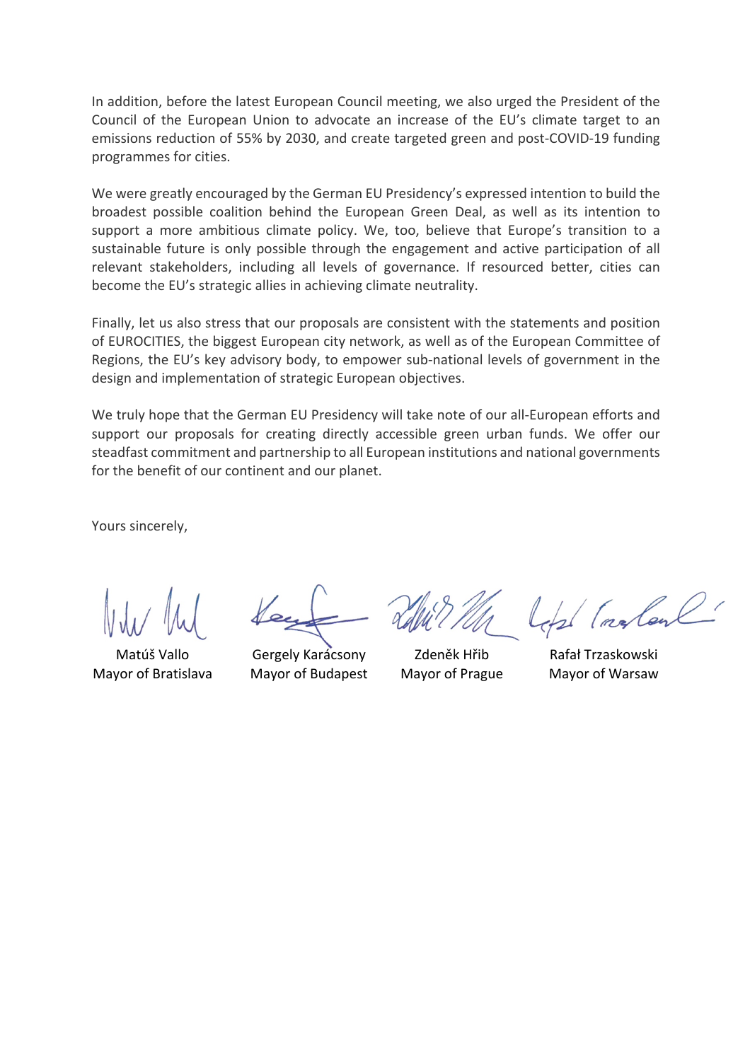In addition, before the latest European Council meeting, we also urged the President of the Council of the European Union to advocate an increase of the EU's climate target to an emissions reduction of 55% by 2030, and create targeted green and post-COVID-19 funding programmes for cities.

We were greatly encouraged by the German EU Presidency's expressed intention to build the broadest possible coalition behind the European Green Deal, as well as its intention to support a more ambitious climate policy. We, too, believe that Europe's transition to a sustainable future is only possible through the engagement and active participation of all relevant stakeholders, including all levels of governance. If resourced better, cities can become the EU's strategic allies in achieving climate neutrality.

Finally, let us also stress that our proposals are consistent with the statements and position of EUROCITIES, the biggest European city network, as well as of the European Committee of Regions, the EU's key advisory body, to empower sub-national levels of government in the design and implementation of strategic European objectives.

We truly hope that the German EU Presidency will take note of our all-European efforts and support our proposals for creating directly accessible green urban funds. We offer our steadfast commitment and partnership to all European institutions and national governments for the benefit of our continent and our planet.

Yours sincerely,

| | | | |
|---|---|---|---|
| Matúš Vallo | Gergely Karácsony | Zdeněk Hřib | Rafał Trzaskowski |
| Mayor of Bratislava | Mayor of Budapest | Mayor of Prague | Mayor of Warsaw |